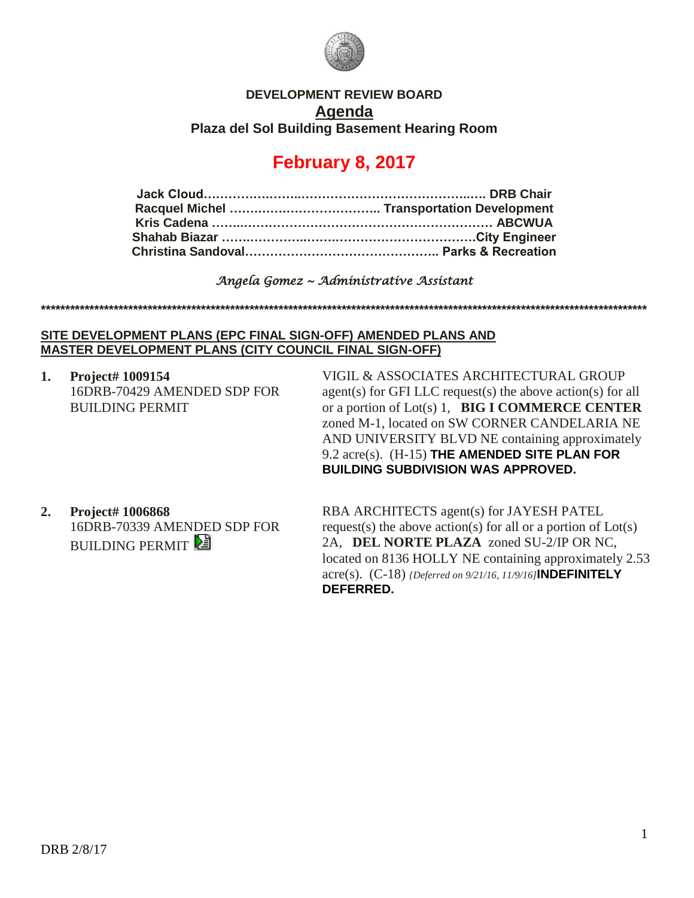**DEVELOPMENT REVIEW BOARD**

# Agenda

**Plaza del Sol Building Basement Hearing Room**

## February 8, 2017

**Jack Cloud……………………………………………………….. DRB Chair**
**Racquel Michel ……………………………….. Transportation Development**
**Kris Cadena ……………………………………………………….. ABCWUA**
**Shahab Biazar ………………………………………………………City Engineer**
**Christina Sandoval……………………………………….. Parks & Recreation**

*Angela Gomez ~ Administrative Assistant*

\*\*\*\*\*\*\*\*\*\*\*\*\*\*\*\*\*\*\*\*\*\*\*\*\*\*\*\*\*\*\*\*\*\*\*\*\*\*\*\*\*\*\*\*\*\*\*\*\*\*\*\*\*\*\*\*\*\*\*\*\*\*\*\*\*\*\*\*\*\*\*\*\*\*\*\*\*\*\*\*\*\*\*\*\*\*\*\*\*\*\*\*\*\*\*\*\*\*\*\*\*\*\*\*

**SITE DEVELOPMENT PLANS (EPC FINAL SIGN-OFF) AMENDED PLANS AND MASTER DEVELOPMENT PLANS (CITY COUNCIL FINAL SIGN-OFF)**

1. **Project# 1009154**
   16DRB-70429 AMENDED SDP FOR BUILDING PERMIT

   VIGIL & ASSOCIATES ARCHITECTURAL GROUP agent(s) for GFI LLC request(s) the above action(s) for all or a portion of Lot(s) 1, **BIG I COMMERCE CENTER** zoned M-1, located on SW CORNER CANDELARIA NE AND UNIVERSITY BLVD NE containing approximately 9.2 acre(s). (H-15) **THE AMENDED SITE PLAN FOR BUILDING SUBDIVISION WAS APPROVED.**

2. **Project# 1006868**
   16DRB-70339 AMENDED SDP FOR BUILDING PERMIT

   RBA ARCHITECTS agent(s) for JAYESH PATEL request(s) the above action(s) for all or a portion of Lot(s) 2A, **DEL NORTE PLAZA** zoned SU-2/IP OR NC, located on 8136 HOLLY NE containing approximately 2.53 acre(s). (C-18) *{Deferred on 9/21/16, 11/9/16]* **INDEFINITELY DEFERRED.**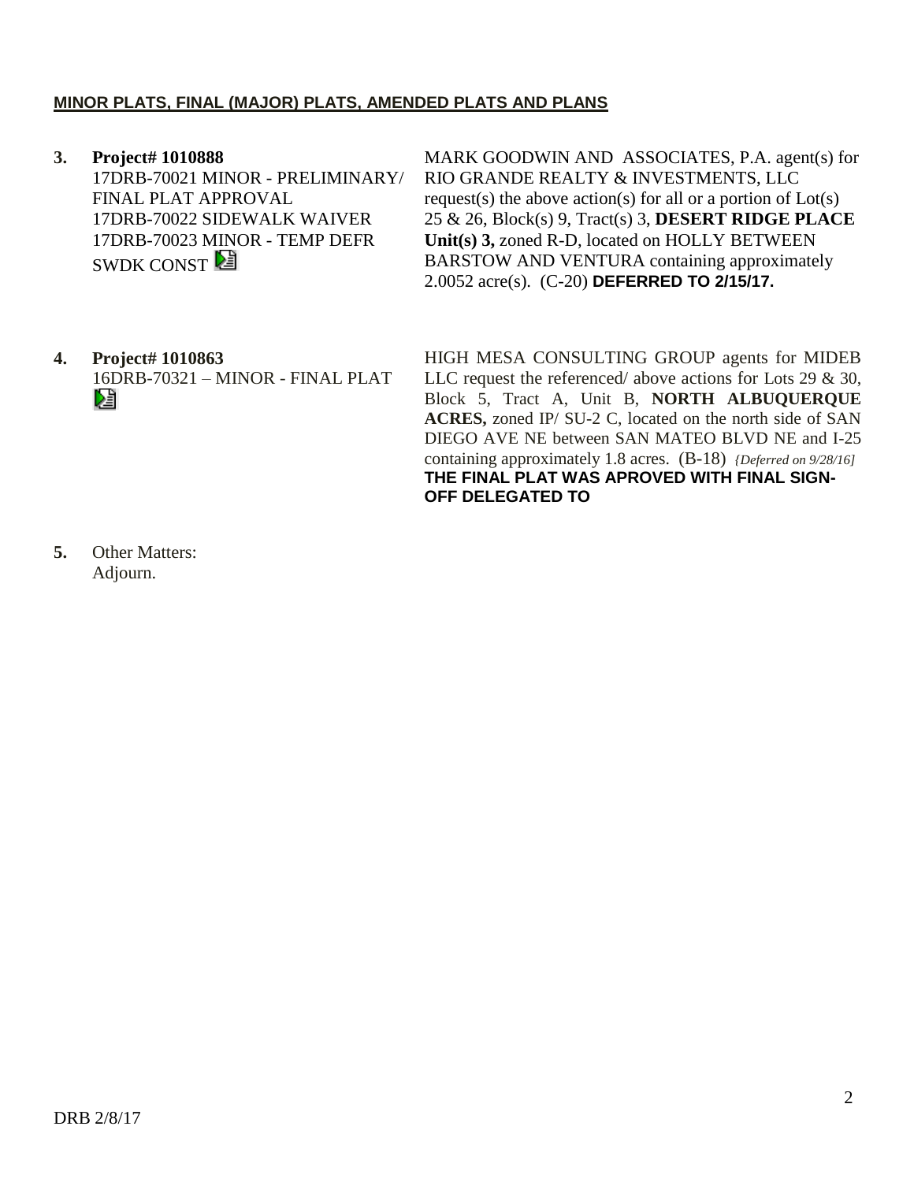**MINOR PLATS, FINAL (MAJOR) PLATS, AMENDED PLATS AND PLANS**

**3. Project# 1010888**
17DRB-70021 MINOR - PRELIMINARY/ FINAL PLAT APPROVAL
17DRB-70022 SIDEWALK WAIVER
17DRB-70023 MINOR - TEMP DEFR SWDK CONST

MARK GOODWIN AND ASSOCIATES, P.A. agent(s) for RIO GRANDE REALTY & INVESTMENTS, LLC request(s) the above action(s) for all or a portion of Lot(s) 25 & 26, Block(s) 9, Tract(s) 3, **DESERT RIDGE PLACE Unit(s) 3,** zoned R-D, located on HOLLY BETWEEN BARSTOW AND VENTURA containing approximately 2.0052 acre(s). (C-20) **DEFERRED TO 2/15/17.**

**4. Project# 1010863**
16DRB-70321 – MINOR - FINAL PLAT

HIGH MESA CONSULTING GROUP agents for MIDEB LLC request the referenced/ above actions for Lots 29 & 30, Block 5, Tract A, Unit B, **NORTH ALBUQUERQUE ACRES,** zoned IP/ SU-2 C, located on the north side of SAN DIEGO AVE NE between SAN MATEO BLVD NE and I-25 containing approximately 1.8 acres. (B-18) *{Deferred on 9/28/16}*
**THE FINAL PLAT WAS APROVED WITH FINAL SIGN-OFF DELEGATED TO**

**5.** Other Matters:
Adjourn.

DRB 2/8/17